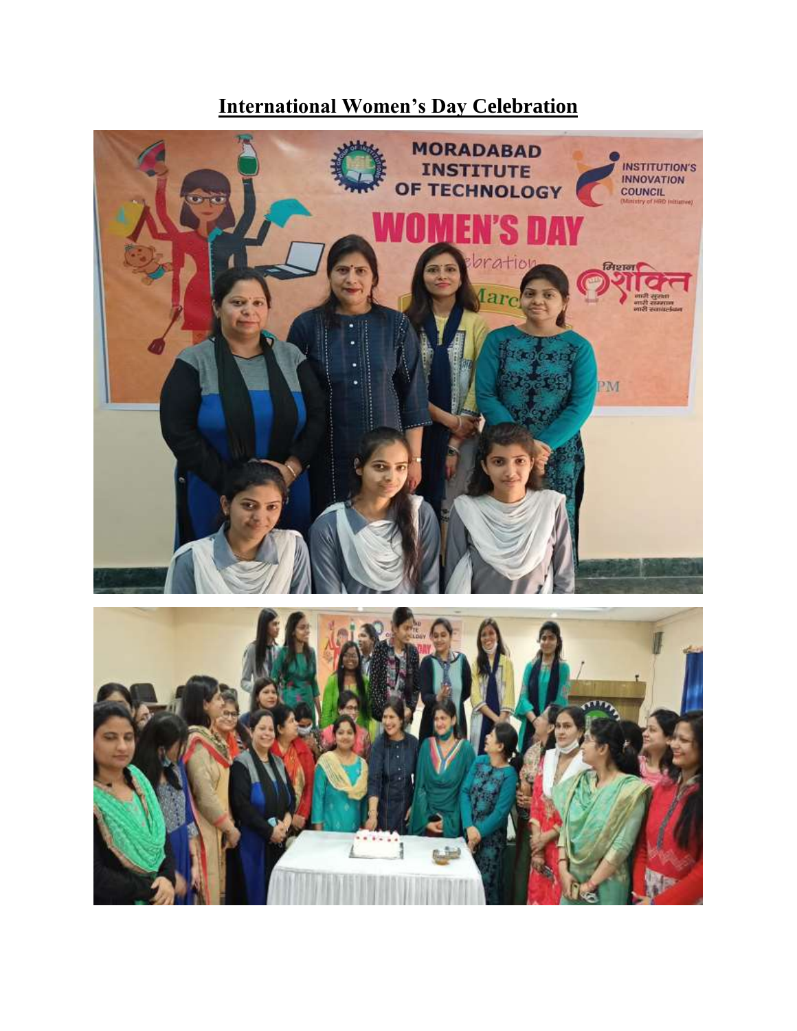# International Women's Day Celebration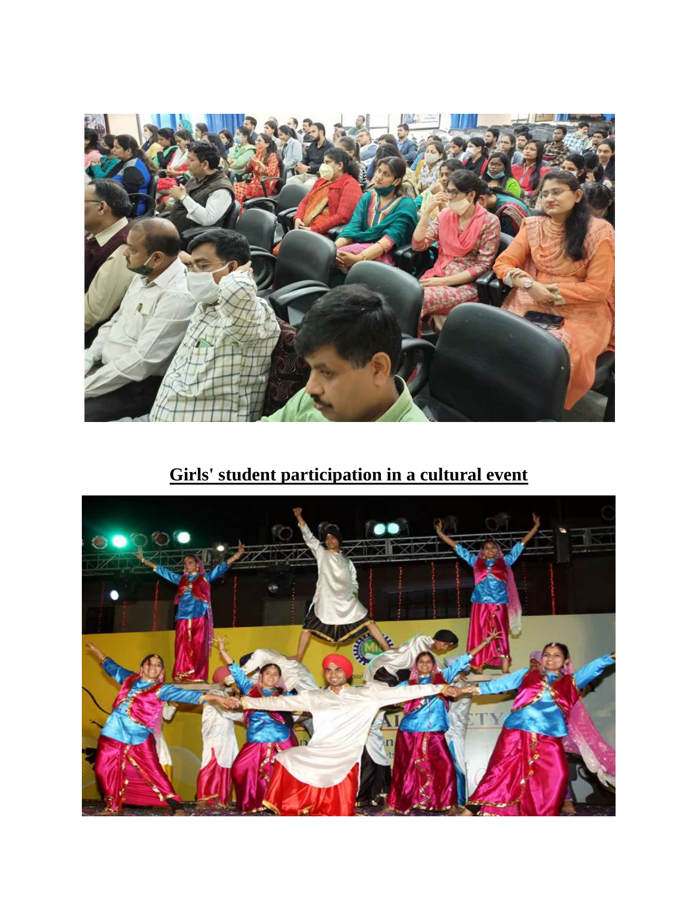**Girls' student participation in a cultural event**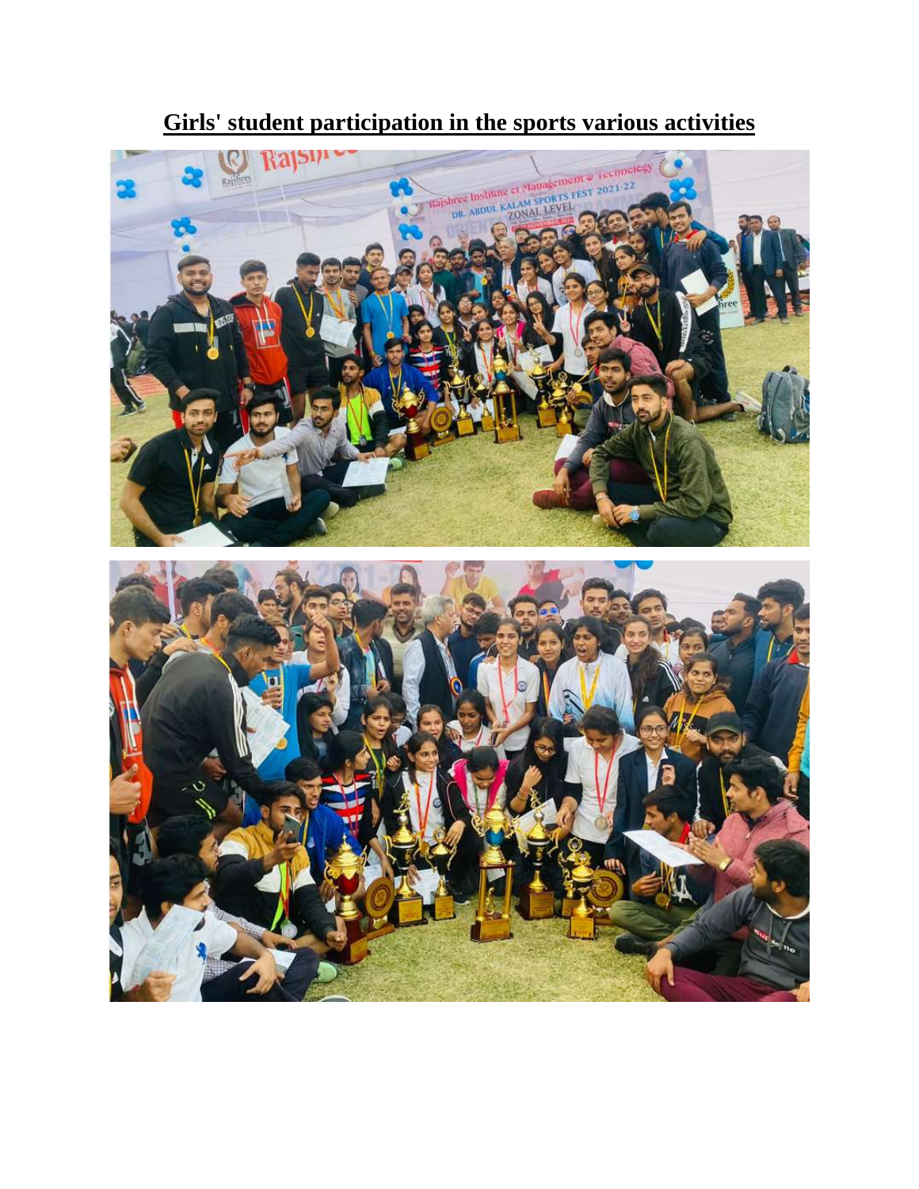**Girls' student participation in the sports various activities**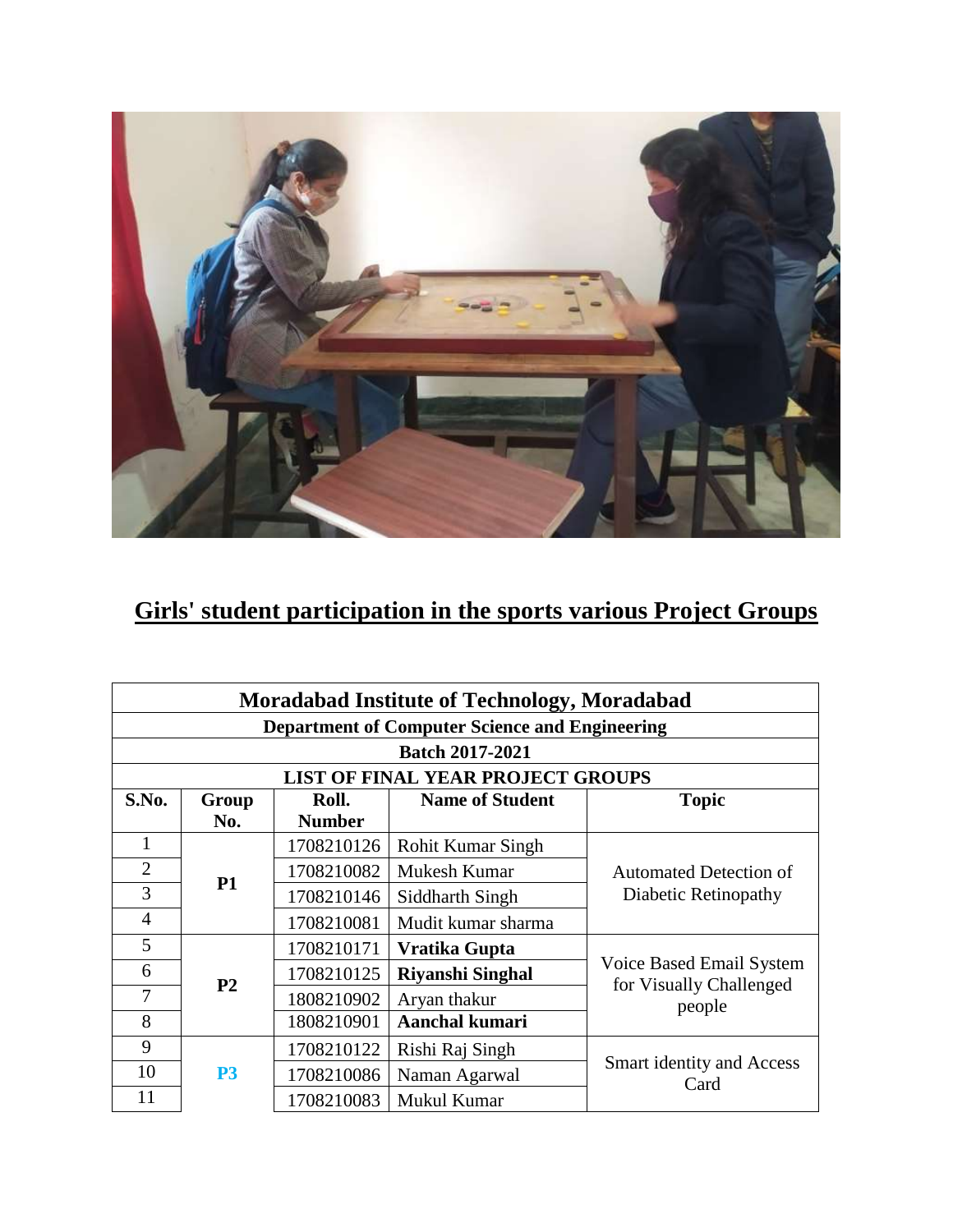## Girls' student participation in the sports various Project Groups

| Moradabad Institute of Technology, Moradabad | | | | |
|---|---|---|---|---|
| **Department of Computer Science and Engineering** | | | | |
| **Batch 2017-2021** | | | | |
| **LIST OF FINAL YEAR PROJECT GROUPS** | | | | |
| **S.No.** | **Group No.** | **Roll. Number** | **Name of Student** | **Topic** |
| 1 | **P1** | 1708210126 | Rohit Kumar Singh | Automated Detection of Diabetic Retinopathy |
| 2 | | 1708210082 | Mukesh Kumar | |
| 3 | | 1708210146 | Siddharth Singh | |
| 4 | | 1708210081 | Mudit kumar sharma | |
| 5 | **P2** | 1708210171 | **Vratika Gupta** | Voice Based Email System for Visually Challenged people |
| 6 | | 1708210125 | **Riyanshi Singhal** | |
| 7 | | 1808210902 | Aryan thakur | |
| 8 | | 1808210901 | **Aanchal kumari** | |
| 9 | **P3** | 1708210122 | Rishi Raj Singh | Smart identity and Access Card |
| 10 | | 1708210086 | Naman Agarwal | |
| 11 | | 1708210083 | Mukul Kumar | |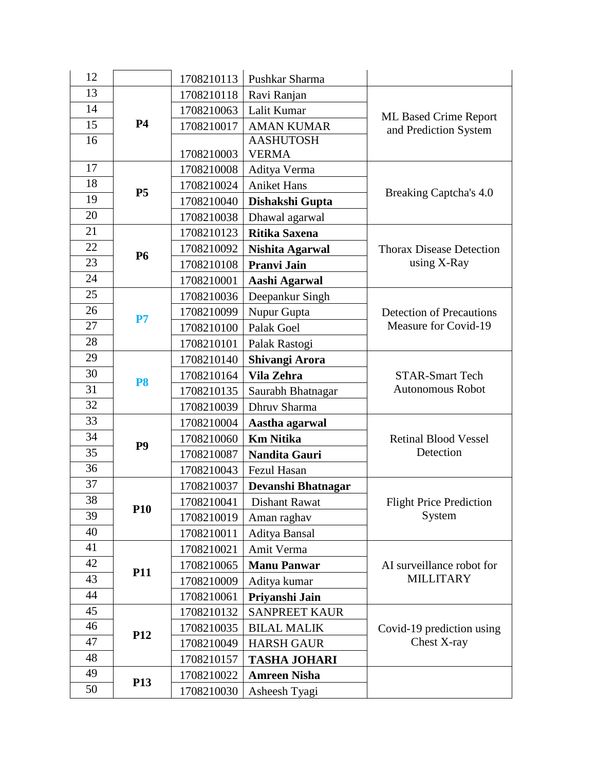| 12 | | 1708210113 | Pushkar Sharma | |
|---|---|---|---|---|
| 13 | **P4** | 1708210118 | Ravi Ranjan | ML Based Crime Report and Prediction System |
| 14 | | 1708210063 | Lalit Kumar | |
| 15 | | 1708210017 | AMAN KUMAR | |
| 16 | | 1708210003 | AASHUTOSH VERMA | |
| 17 | **P5** | 1708210008 | Aditya Verma | Breaking Captcha's 4.0 |
| 18 | | 1708210024 | Aniket Hans | |
| 19 | | 1708210040 | **Dishakshi Gupta** | |
| 20 | | 1708210038 | Dhawal agarwal | |
| 21 | **P6** | 1708210123 | **Ritika Saxena** | Thorax Disease Detection using X-Ray |
| 22 | | 1708210092 | **Nishita Agarwal** | |
| 23 | | 1708210108 | **Pranvi Jain** | |
| 24 | | 1708210001 | **Aashi Agarwal** | |
| 25 | **P7** | 1708210036 | Deepankur Singh | Detection of Precautions Measure for Covid-19 |
| 26 | | 1708210099 | Nupur Gupta | |
| 27 | | 1708210100 | Palak Goel | |
| 28 | | 1708210101 | Palak Rastogi | |
| 29 | **P8** | 1708210140 | **Shivangi Arora** | STAR-Smart Tech Autonomous Robot |
| 30 | | 1708210164 | **Vila Zehra** | |
| 31 | | 1708210135 | Saurabh Bhatnagar | |
| 32 | | 1708210039 | Dhruv Sharma | |
| 33 | **P9** | 1708210004 | **Aastha agarwal** | Retinal Blood Vessel Detection |
| 34 | | 1708210060 | **Km Nitika** | |
| 35 | | 1708210087 | **Nandita Gauri** | |
| 36 | | 1708210043 | Fezul Hasan | |
| 37 | **P10** | 1708210037 | **Devanshi Bhatnagar** | Flight Price Prediction System |
| 38 | | 1708210041 | Dishant Rawat | |
| 39 | | 1708210019 | Aman raghav | |
| 40 | | 1708210011 | Aditya Bansal | |
| 41 | **P11** | 1708210021 | Amit Verma | AI surveillance robot for MILLITARY |
| 42 | | 1708210065 | **Manu Panwar** | |
| 43 | | 1708210009 | Aditya kumar | |
| 44 | | 1708210061 | **Priyanshi Jain** | |
| 45 | **P12** | 1708210132 | SANPREET KAUR | Covid-19 prediction using Chest X-ray |
| 46 | | 1708210035 | BILAL MALIK | |
| 47 | | 1708210049 | HARSH GAUR | |
| 48 | | 1708210157 | **TASHA JOHARI** | |
| 49 | **P13** | 1708210022 | **Amreen Nisha** | |
| 50 | | 1708210030 | Asheesh Tyagi | |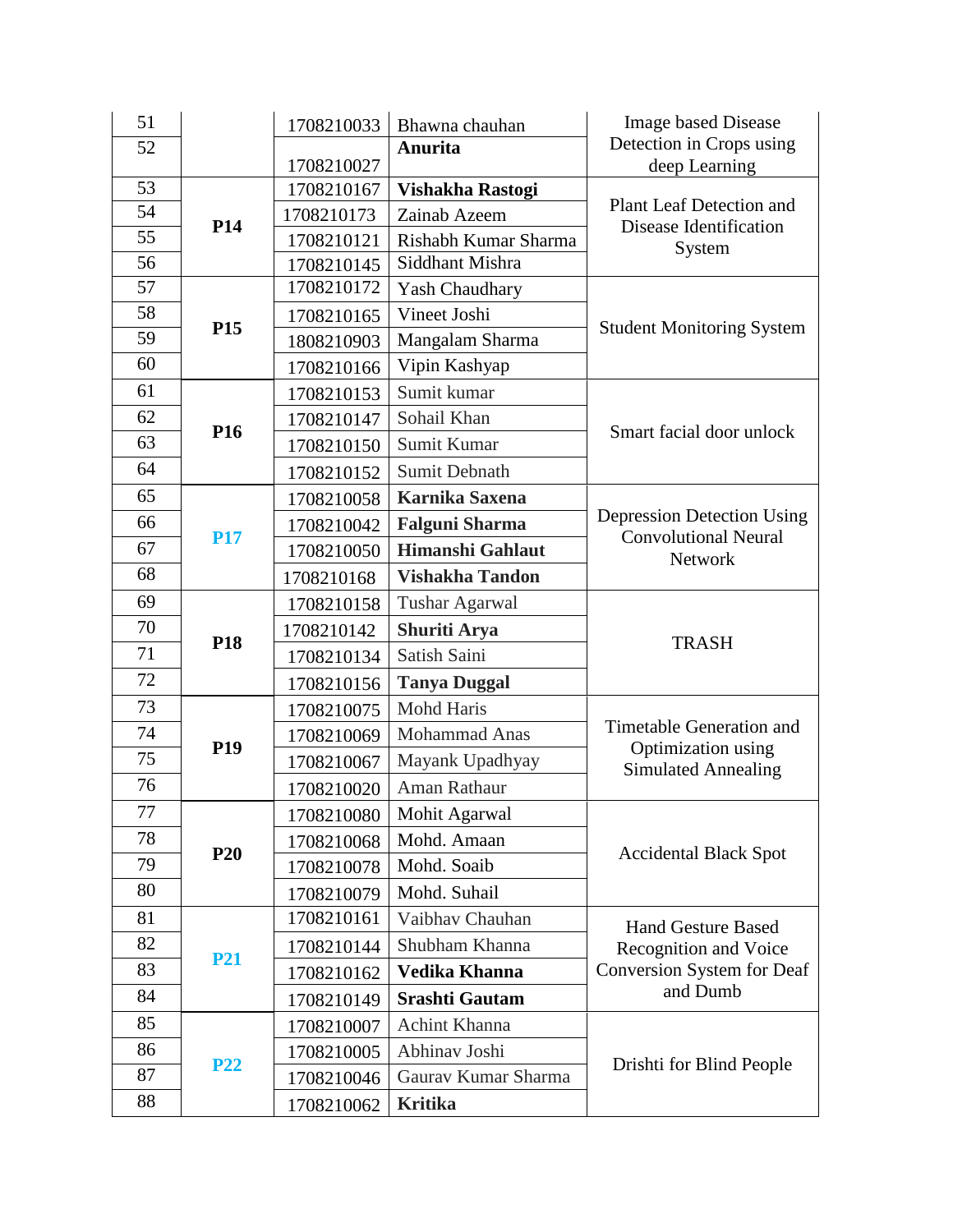| | | | | |
|---|---|---|---|---|
| 51 | | 1708210033 | Bhawna chauhan | Image based Disease Detection in Crops using deep Learning |
| 52 | | 1708210027 | **Anurita** | |
| 53 | **P14** | 1708210167 | **Vishakha Rastogi** | Plant Leaf Detection and Disease Identification System |
| 54 | | 1708210173 | Zainab Azeem | |
| 55 | | 1708210121 | Rishabh Kumar Sharma | |
| 56 | | 1708210145 | Siddhant Mishra | |
| 57 | **P15** | 1708210172 | Yash Chaudhary | Student Monitoring System |
| 58 | | 1708210165 | Vineet Joshi | |
| 59 | | 1808210903 | Mangalam Sharma | |
| 60 | | 1708210166 | Vipin Kashyap | |
| 61 | **P16** | 1708210153 | Sumit kumar | Smart facial door unlock |
| 62 | | 1708210147 | Sohail Khan | |
| 63 | | 1708210150 | Sumit Kumar | |
| 64 | | 1708210152 | Sumit Debnath | |
| 65 | **P17** | 1708210058 | **Karnika Saxena** | Depression Detection Using Convolutional Neural Network |
| 66 | | 1708210042 | **Falguni Sharma** | |
| 67 | | 1708210050 | **Himanshi Gahlaut** | |
| 68 | | 1708210168 | **Vishakha Tandon** | |
| 69 | **P18** | 1708210158 | Tushar Agarwal | TRASH |
| 70 | | 1708210142 | **Shuriti Arya** | |
| 71 | | 1708210134 | Satish Saini | |
| 72 | | 1708210156 | **Tanya Duggal** | |
| 73 | **P19** | 1708210075 | Mohd Haris | Timetable Generation and Optimization using Simulated Annealing |
| 74 | | 1708210069 | Mohammad Anas | |
| 75 | | 1708210067 | Mayank Upadhyay | |
| 76 | | 1708210020 | Aman Rathaur | |
| 77 | **P20** | 1708210080 | Mohit Agarwal | Accidental Black Spot |
| 78 | | 1708210068 | Mohd. Amaan | |
| 79 | | 1708210078 | Mohd. Soaib | |
| 80 | | 1708210079 | Mohd. Suhail | |
| 81 | **P21** | 1708210161 | Vaibhav Chauhan | Hand Gesture Based Recognition and Voice Conversion System for Deaf and Dumb |
| 82 | | 1708210144 | Shubham Khanna | |
| 83 | | 1708210162 | **Vedika Khanna** | |
| 84 | | 1708210149 | **Srashti Gautam** | |
| 85 | **P22** | 1708210007 | Achint Khanna | Drishti for Blind People |
| 86 | | 1708210005 | Abhinav Joshi | |
| 87 | | 1708210046 | Gaurav Kumar Sharma | |
| 88 | | 1708210062 | **Kritika** | |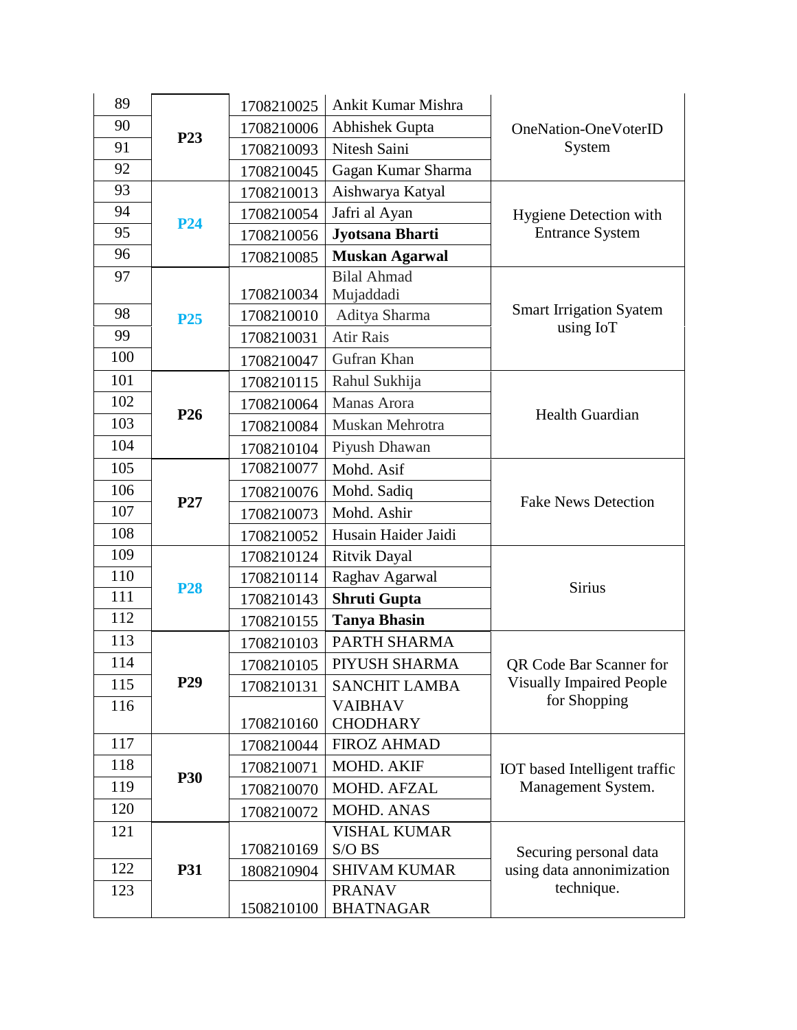| | | | | |
|---|---|---|---|---|
| 89 | **P23** | 1708210025 | Ankit Kumar Mishra | OneNation-OneVoterID System |
| 90 | | 1708210006 | Abhishek Gupta | |
| 91 | | 1708210093 | Nitesh Saini | |
| 92 | | 1708210045 | Gagan Kumar Sharma | |
| 93 | **P24** | 1708210013 | Aishwarya Katyal | Hygiene Detection with Entrance System |
| 94 | | 1708210054 | Jafri al Ayan | |
| 95 | | 1708210056 | **Jyotsana Bharti** | |
| 96 | | 1708210085 | **Muskan Agarwal** | |
| 97 | **P25** | 1708210034 | Bilal Ahmad Mujaddadi | Smart Irrigation Syatem using IoT |
| 98 | | 1708210010 | Aditya Sharma | |
| 99 | | 1708210031 | Atir Rais | |
| 100 | | 1708210047 | Gufran Khan | |
| 101 | **P26** | 1708210115 | Rahul Sukhija | Health Guardian |
| 102 | | 1708210064 | Manas Arora | |
| 103 | | 1708210084 | Muskan Mehrotra | |
| 104 | | 1708210104 | Piyush Dhawan | |
| 105 | **P27** | 1708210077 | Mohd. Asif | Fake News Detection |
| 106 | | 1708210076 | Mohd. Sadiq | |
| 107 | | 1708210073 | Mohd. Ashir | |
| 108 | | 1708210052 | Husain Haider Jaidi | |
| 109 | **P28** | 1708210124 | Ritvik Dayal | Sirius |
| 110 | | 1708210114 | Raghav Agarwal | |
| 111 | | 1708210143 | **Shruti Gupta** | |
| 112 | | 1708210155 | **Tanya Bhasin** | |
| 113 | **P29** | 1708210103 | PARTH SHARMA | QR Code Bar Scanner for Visually Impaired People for Shopping |
| 114 | | 1708210105 | PIYUSH SHARMA | |
| 115 | | 1708210131 | SANCHIT LAMBA | |
| 116 | | 1708210160 | VAIBHAV CHODHARY | |
| 117 | **P30** | 1708210044 | FIROZ AHMAD | IOT based Intelligent traffic Management System. |
| 118 | | 1708210071 | MOHD. AKIF | |
| 119 | | 1708210070 | MOHD. AFZAL | |
| 120 | | 1708210072 | MOHD. ANAS | |
| 121 | **P31** | 1708210169 | VISHAL KUMAR S/O BS | Securing personal data using data annonimization technique. |
| 122 | | 1808210904 | SHIVAM KUMAR | |
| 123 | | 1508210100 | PRANAV BHATNAGAR | |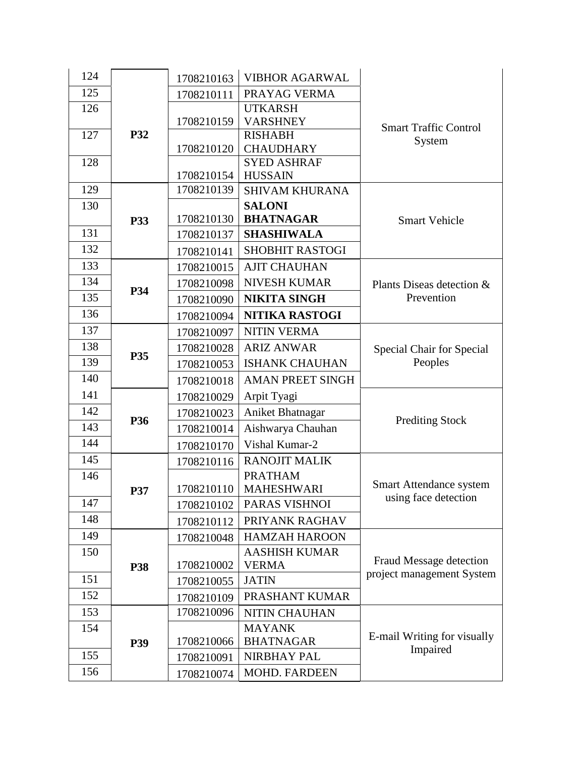| 124 | P32 | 1708210163 | VIBHOR AGARWAL | Smart Traffic Control System |
|---|---|---|---|---|
| 125 | | 1708210111 | PRAYAG VERMA | |
| 126 | | 1708210159 | UTKARSH VARSHNEY | |
| 127 | | 1708210120 | RISHABH CHAUDHARY | |
| 128 | | 1708210154 | SYED ASHRAF HUSSAIN | |
| 129 | P33 | 1708210139 | SHIVAM KHURANA | Smart Vehicle |
| 130 | | 1708210130 | **SALONI BHATNAGAR** | |
| 131 | | 1708210137 | **SHASHIWALA** | |
| 132 | | 1708210141 | SHOBHIT RASTOGI | |
| 133 | P34 | 1708210015 | AJIT CHAUHAN | Plants Diseas detection & Prevention |
| 134 | | 1708210098 | NIVESH KUMAR | |
| 135 | | 1708210090 | **NIKITA SINGH** | |
| 136 | | 1708210094 | **NITIKA RASTOGI** | |
| 137 | P35 | 1708210097 | NITIN VERMA | Special Chair for Special Peoples |
| 138 | | 1708210028 | ARIZ ANWAR | |
| 139 | | 1708210053 | ISHANK CHAUHAN | |
| 140 | | 1708210018 | AMAN PREET SINGH | |
| 141 | P36 | 1708210029 | Arpit Tyagi | Prediting Stock |
| 142 | | 1708210023 | Aniket Bhatnagar | |
| 143 | | 1708210014 | Aishwarya Chauhan | |
| 144 | | 1708210170 | Vishal Kumar-2 | |
| 145 | P37 | 1708210116 | RANOJIT MALIK | Smart Attendance system using face detection |
| 146 | | 1708210110 | PRATHAM MAHESHWARI | |
| 147 | | 1708210102 | PARAS VISHNOI | |
| 148 | | 1708210112 | PRIYANK RAGHAV | |
| 149 | P38 | 1708210048 | HAMZAH HAROON | Fraud Message detection project management System |
| 150 | | 1708210002 | AASHISH KUMAR VERMA | |
| 151 | | 1708210055 | JATIN | |
| 152 | | 1708210109 | PRASHANT KUMAR | |
| 153 | P39 | 1708210096 | NITIN CHAUHAN | E-mail Writing for visually Impaired |
| 154 | | 1708210066 | MAYANK BHATNAGAR | |
| 155 | | 1708210091 | NIRBHAY PAL | |
| 156 | | 1708210074 | MOHD. FARDEEN | |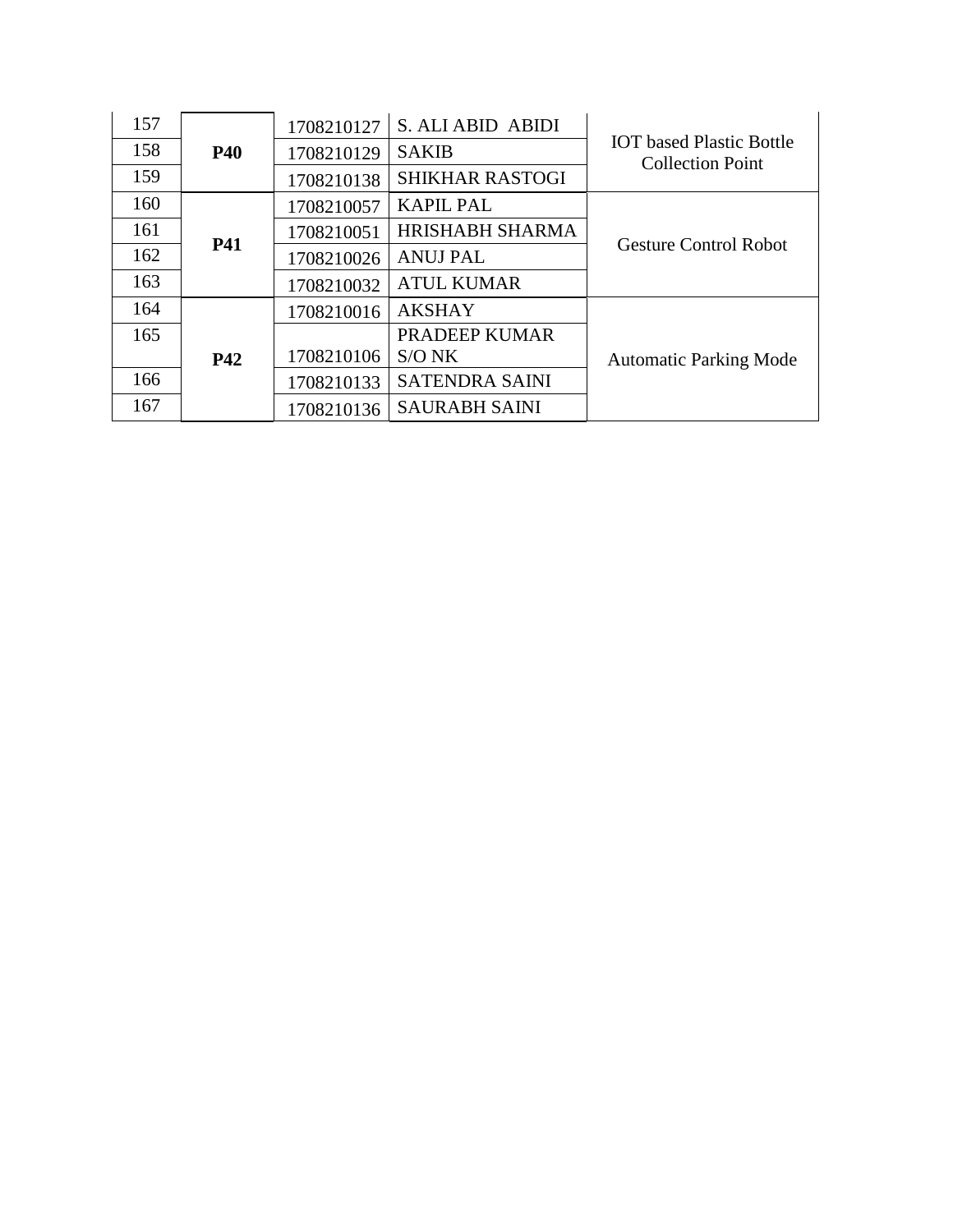| | | | | |
|---|---|---|---|---|
| 157 | **P40** | 1708210127 | S. ALI ABID ABIDI | IOT based Plastic Bottle Collection Point |
| 158 | | 1708210129 | SAKIB | |
| 159 | | 1708210138 | SHIKHAR RASTOGI | |
| 160 | **P41** | 1708210057 | KAPIL PAL | Gesture Control Robot |
| 161 | | 1708210051 | HRISHABH SHARMA | |
| 162 | | 1708210026 | ANUJ PAL | |
| 163 | | 1708210032 | ATUL KUMAR | |
| 164 | **P42** | 1708210016 | AKSHAY | Automatic Parking Mode |
| 165 | | 1708210106 | PRADEEP KUMAR S/O NK | |
| 166 | | 1708210133 | SATENDRA SAINI | |
| 167 | | 1708210136 | SAURABH SAINI | |